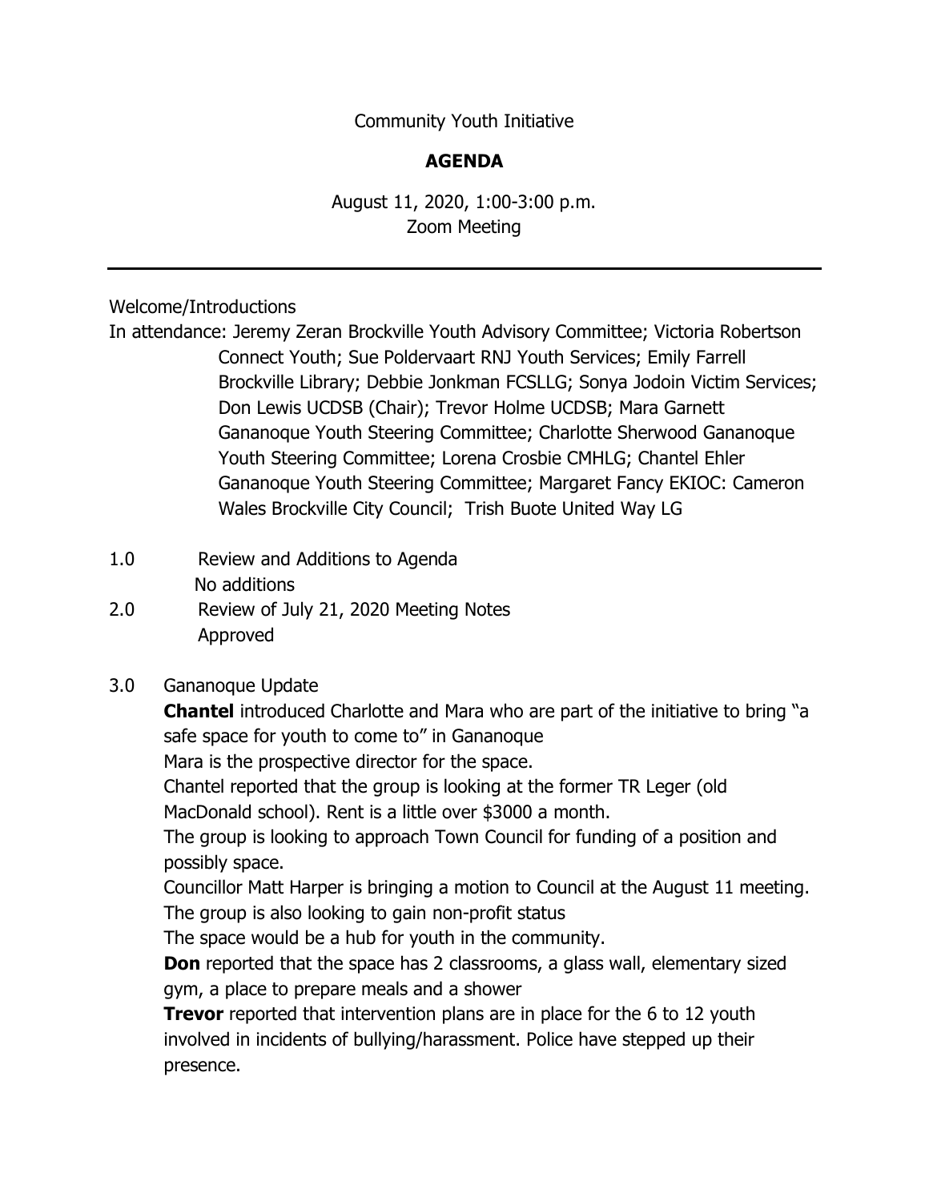Community Youth Initiative

**AGENDA**

August 11, 2020, 1:00-3:00 p.m.
Zoom Meeting

---

Welcome/Introductions

In attendance: Jeremy Zeran Brockville Youth Advisory Committee; Victoria Robertson Connect Youth; Sue Poldervaart RNJ Youth Services; Emily Farrell Brockville Library; Debbie Jonkman FCSLLG; Sonya Jodoin Victim Services; Don Lewis UCDSB (Chair); Trevor Holme UCDSB; Mara Garnett Gananoque Youth Steering Committee; Charlotte Sherwood Gananoque Youth Steering Committee; Lorena Crosbie CMHLG; Chantel Ehler Gananoque Youth Steering Committee; Margaret Fancy EKIOC: Cameron Wales Brockville City Council;  Trish Buote United Way LG

1.0 Review and Additions to Agenda
No additions

2.0 Review of July 21, 2020 Meeting Notes
Approved

3.0 Gananoque Update

**Chantel** introduced Charlotte and Mara who are part of the initiative to bring "a safe space for youth to come to" in Gananoque

Mara is the prospective director for the space.

Chantel reported that the group is looking at the former TR Leger (old MacDonald school). Rent is a little over $3000 a month.

The group is looking to approach Town Council for funding of a position and possibly space.

Councillor Matt Harper is bringing a motion to Council at the August 11 meeting.

The group is also looking to gain non-profit status

The space would be a hub for youth in the community.

**Don** reported that the space has 2 classrooms, a glass wall, elementary sized gym, a place to prepare meals and a shower

**Trevor** reported that intervention plans are in place for the 6 to 12 youth involved in incidents of bullying/harassment. Police have stepped up their presence.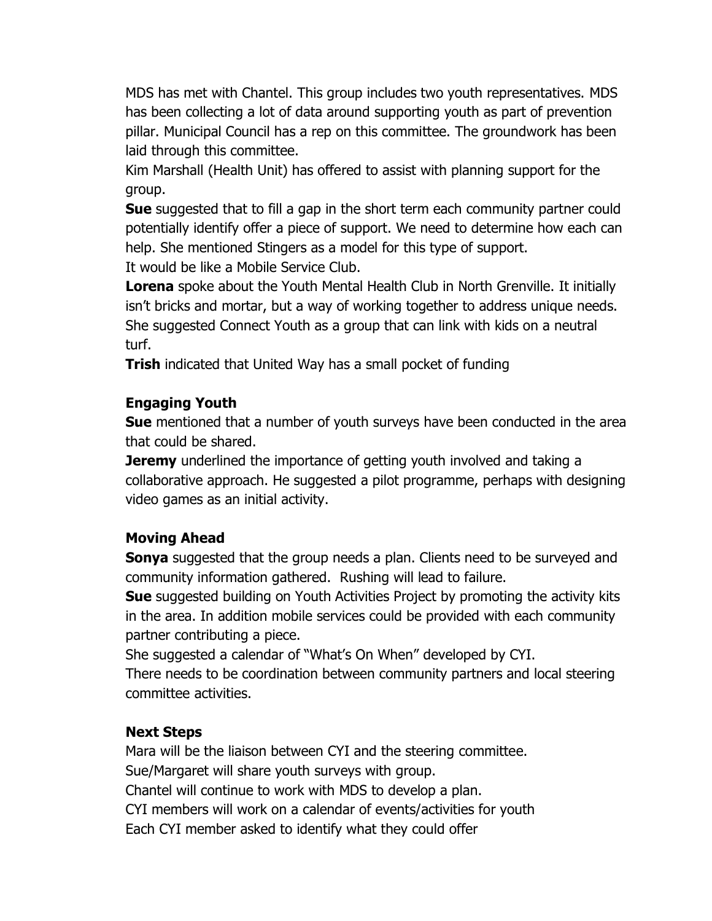MDS has met with Chantel. This group includes two youth representatives. MDS has been collecting a lot of data around supporting youth as part of prevention pillar. Municipal Council has a rep on this committee. The groundwork has been laid through this committee.

Kim Marshall (Health Unit) has offered to assist with planning support for the group.

**Sue** suggested that to fill a gap in the short term each community partner could potentially identify offer a piece of support. We need to determine how each can help. She mentioned Stingers as a model for this type of support.

It would be like a Mobile Service Club.

**Lorena** spoke about the Youth Mental Health Club in North Grenville. It initially isn't bricks and mortar, but a way of working together to address unique needs. She suggested Connect Youth as a group that can link with kids on a neutral turf.

**Trish** indicated that United Way has a small pocket of funding

### Engaging Youth

**Sue** mentioned that a number of youth surveys have been conducted in the area that could be shared.

**Jeremy** underlined the importance of getting youth involved and taking a collaborative approach. He suggested a pilot programme, perhaps with designing video games as an initial activity.

### Moving Ahead

**Sonya** suggested that the group needs a plan. Clients need to be surveyed and community information gathered. Rushing will lead to failure.

**Sue** suggested building on Youth Activities Project by promoting the activity kits in the area. In addition mobile services could be provided with each community partner contributing a piece.

She suggested a calendar of "What's On When" developed by CYI.

There needs to be coordination between community partners and local steering committee activities.

### Next Steps

Mara will be the liaison between CYI and the steering committee.

Sue/Margaret will share youth surveys with group.

Chantel will continue to work with MDS to develop a plan.

CYI members will work on a calendar of events/activities for youth

Each CYI member asked to identify what they could offer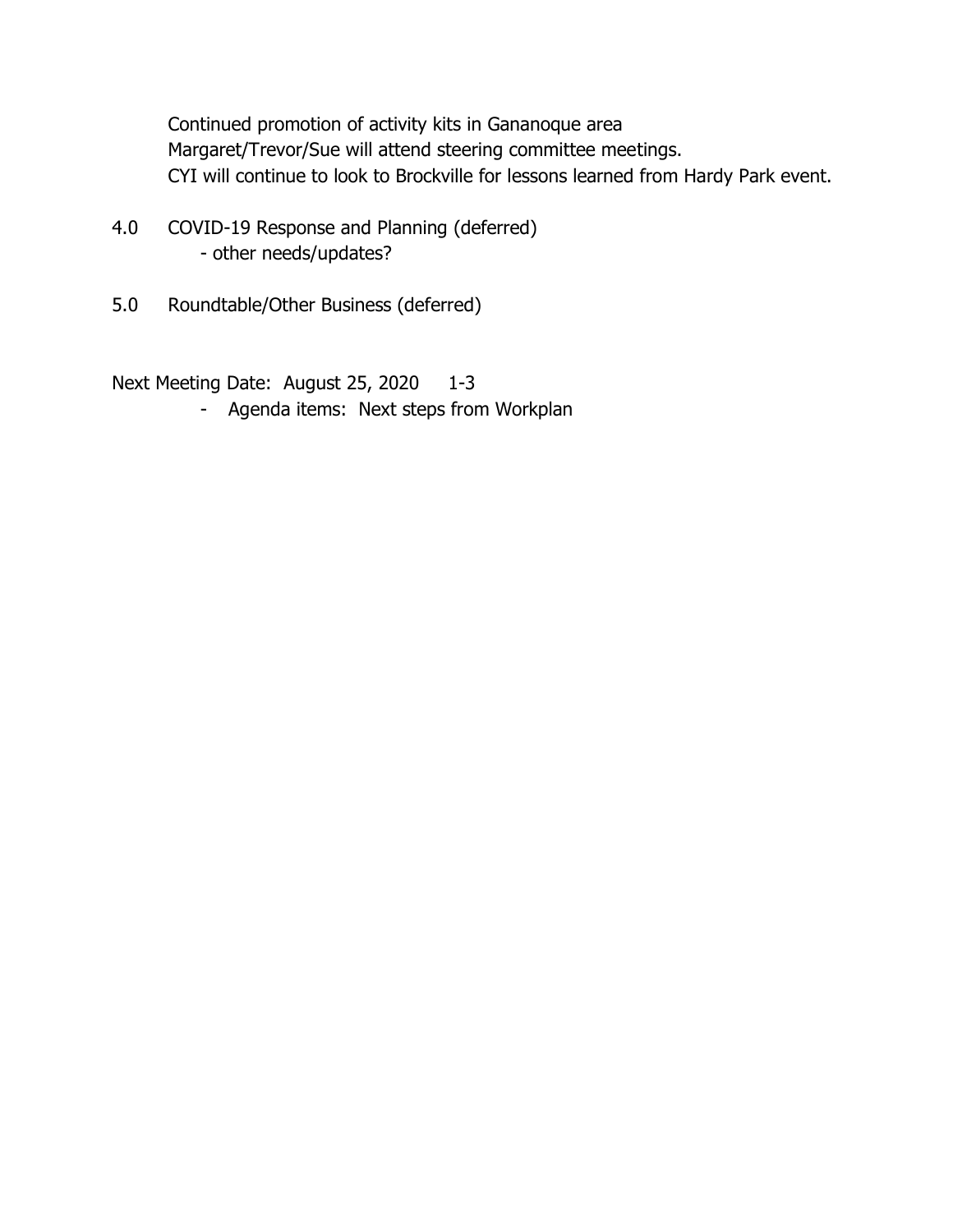Continued promotion of activity kits in Gananoque area
Margaret/Trevor/Sue will attend steering committee meetings.
CYI will continue to look to Brockville for lessons learned from Hardy Park event.

4.0 COVID-19 Response and Planning (deferred)
- other needs/updates?

5.0 Roundtable/Other Business (deferred)

Next Meeting Date: August 25, 2020 1-3

- Agenda items: Next steps from Workplan